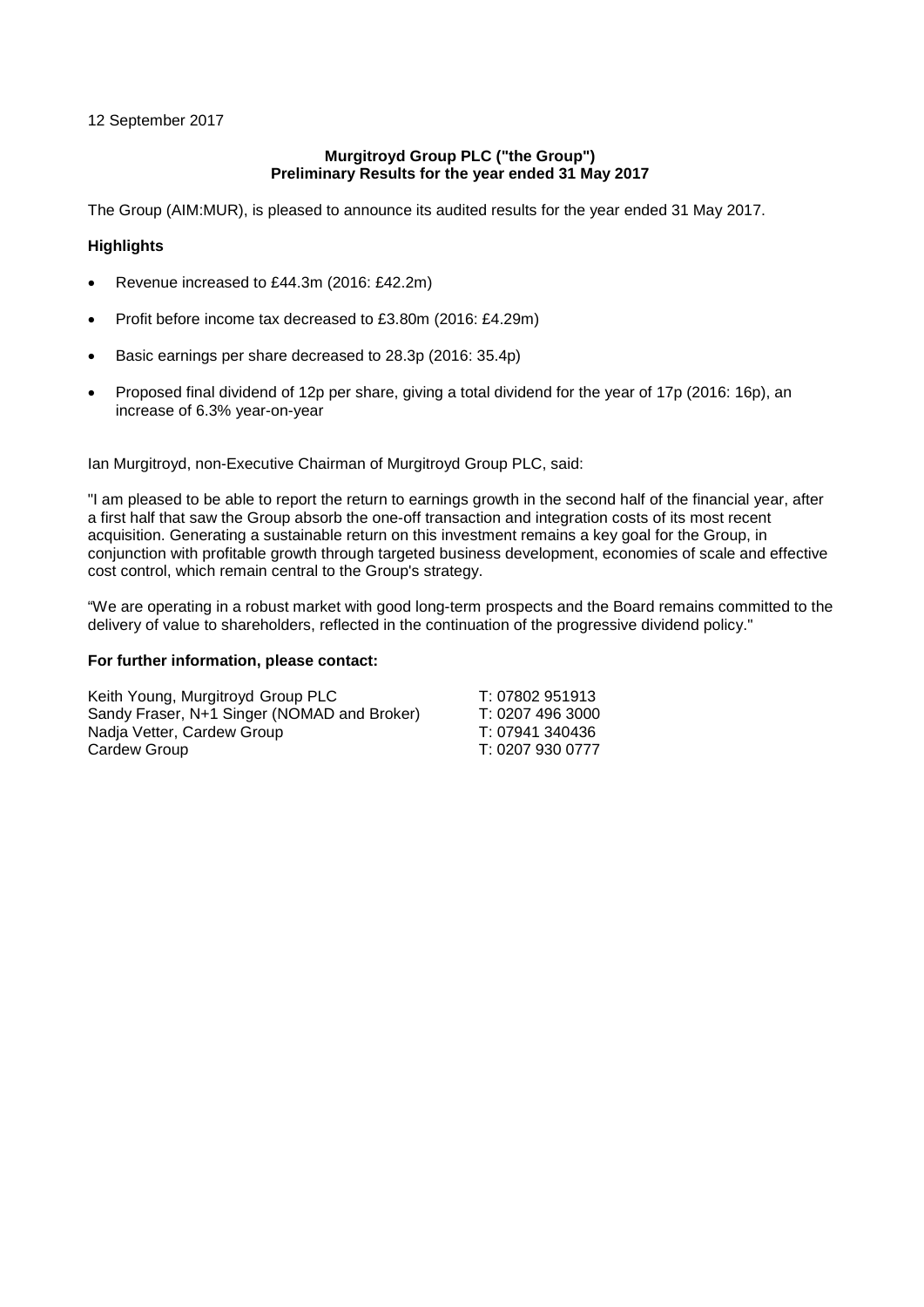12 September 2017

**Murgitroyd Group PLC ("the Group")**
**Preliminary Results for the year ended 31 May 2017**

The Group (AIM:MUR), is pleased to announce its audited results for the year ended 31 May 2017.

**Highlights**

- Revenue increased to £44.3m (2016: £42.2m)
- Profit before income tax decreased to £3.80m (2016: £4.29m)
- Basic earnings per share decreased to 28.3p (2016: 35.4p)
- Proposed final dividend of 12p per share, giving a total dividend for the year of 17p (2016: 16p), an increase of 6.3% year-on-year

Ian Murgitroyd, non-Executive Chairman of Murgitroyd Group PLC, said:

"I am pleased to be able to report the return to earnings growth in the second half of the financial year, after a first half that saw the Group absorb the one-off transaction and integration costs of its most recent acquisition. Generating a sustainable return on this investment remains a key goal for the Group, in conjunction with profitable growth through targeted business development, economies of scale and effective cost control, which remain central to the Group's strategy.

"We are operating in a robust market with good long-term prospects and the Board remains committed to the delivery of value to shareholders, reflected in the continuation of the progressive dividend policy."

**For further information, please contact:**

| | |
|---|---|
| Keith Young, Murgitroyd Group PLC | T: 07802 951913 |
| Sandy Fraser, N+1 Singer (NOMAD and Broker) | T: 0207 496 3000 |
| Nadja Vetter, Cardew Group | T: 07941 340436 |
| Cardew Group | T: 0207 930 0777 |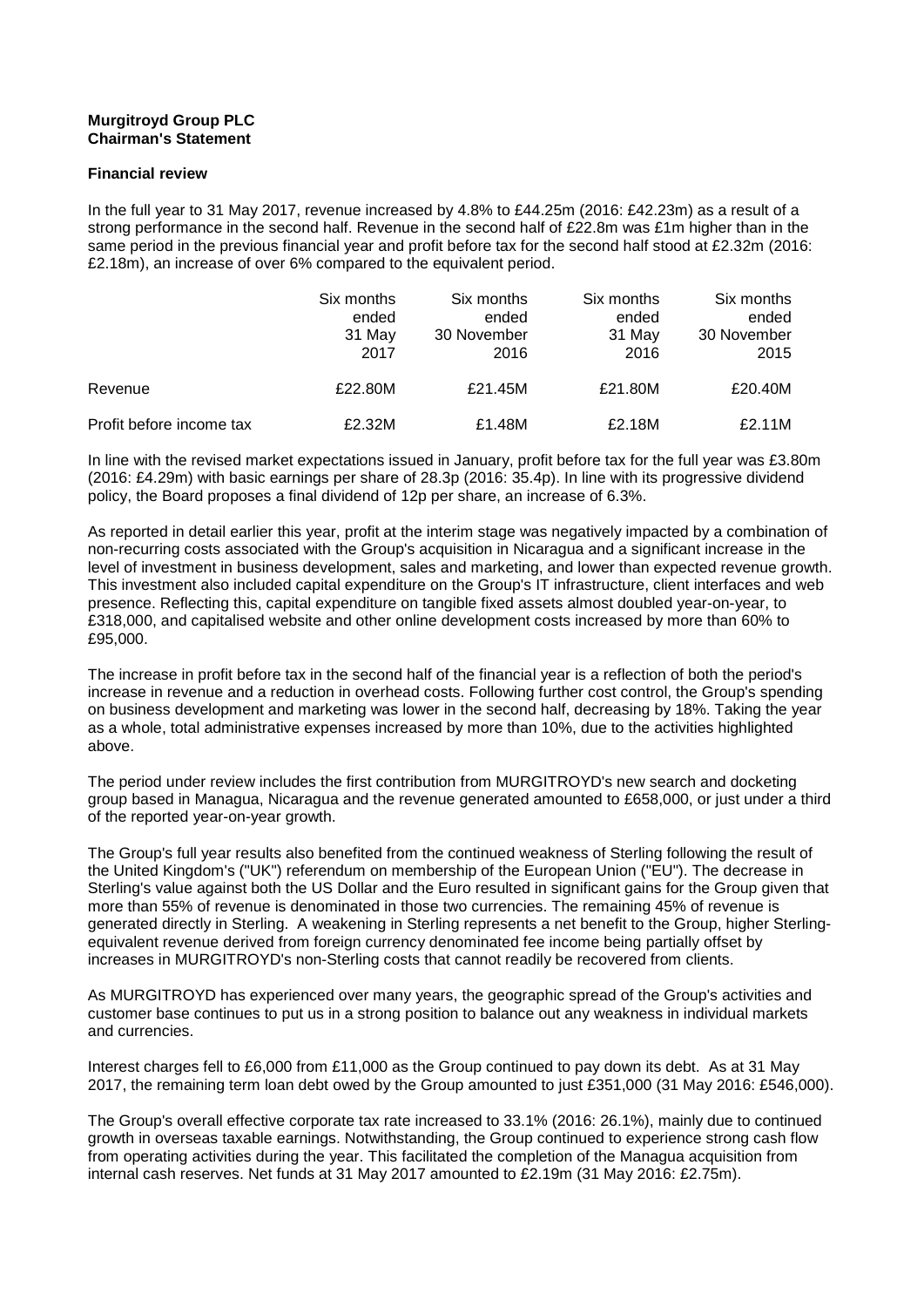**Murgitroyd Group PLC**
**Chairman's Statement**

**Financial review**

In the full year to 31 May 2017, revenue increased by 4.8% to £44.25m (2016: £42.23m) as a result of a strong performance in the second half. Revenue in the second half of £22.8m was £1m higher than in the same period in the previous financial year and profit before tax for the second half stood at £2.32m (2016: £2.18m), an increase of over 6% compared to the equivalent period.

| | Six months ended 31 May 2017 | Six months ended 30 November 2016 | Six months ended 31 May 2016 | Six months ended 30 November 2015 |
|---|---|---|---|---|
| Revenue | £22.80M | £21.45M | £21.80M | £20.40M |
| Profit before income tax | £2.32M | £1.48M | £2.18M | £2.11M |

In line with the revised market expectations issued in January, profit before tax for the full year was £3.80m (2016: £4.29m) with basic earnings per share of 28.3p (2016: 35.4p). In line with its progressive dividend policy, the Board proposes a final dividend of 12p per share, an increase of 6.3%.

As reported in detail earlier this year, profit at the interim stage was negatively impacted by a combination of non-recurring costs associated with the Group's acquisition in Nicaragua and a significant increase in the level of investment in business development, sales and marketing, and lower than expected revenue growth. This investment also included capital expenditure on the Group's IT infrastructure, client interfaces and web presence. Reflecting this, capital expenditure on tangible fixed assets almost doubled year-on-year, to £318,000, and capitalised website and other online development costs increased by more than 60% to £95,000.

The increase in profit before tax in the second half of the financial year is a reflection of both the period's increase in revenue and a reduction in overhead costs. Following further cost control, the Group's spending on business development and marketing was lower in the second half, decreasing by 18%. Taking the year as a whole, total administrative expenses increased by more than 10%, due to the activities highlighted above.

The period under review includes the first contribution from MURGITROYD's new search and docketing group based in Managua, Nicaragua and the revenue generated amounted to £658,000, or just under a third of the reported year-on-year growth.

The Group's full year results also benefited from the continued weakness of Sterling following the result of the United Kingdom's ("UK") referendum on membership of the European Union ("EU"). The decrease in Sterling's value against both the US Dollar and the Euro resulted in significant gains for the Group given that more than 55% of revenue is denominated in those two currencies. The remaining 45% of revenue is generated directly in Sterling. A weakening in Sterling represents a net benefit to the Group, higher Sterling-equivalent revenue derived from foreign currency denominated fee income being partially offset by increases in MURGITROYD's non-Sterling costs that cannot readily be recovered from clients.

As MURGITROYD has experienced over many years, the geographic spread of the Group's activities and customer base continues to put us in a strong position to balance out any weakness in individual markets and currencies.

Interest charges fell to £6,000 from £11,000 as the Group continued to pay down its debt. As at 31 May 2017, the remaining term loan debt owed by the Group amounted to just £351,000 (31 May 2016: £546,000).

The Group's overall effective corporate tax rate increased to 33.1% (2016: 26.1%), mainly due to continued growth in overseas taxable earnings. Notwithstanding, the Group continued to experience strong cash flow from operating activities during the year. This facilitated the completion of the Managua acquisition from internal cash reserves. Net funds at 31 May 2017 amounted to £2.19m (31 May 2016: £2.75m).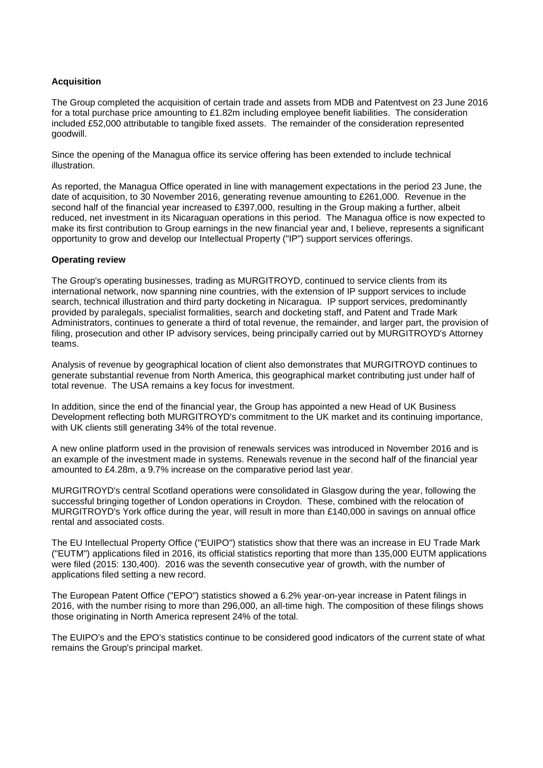**Acquisition**

The Group completed the acquisition of certain trade and assets from MDB and Patentvest on 23 June 2016 for a total purchase price amounting to £1.82m including employee benefit liabilities. The consideration included £52,000 attributable to tangible fixed assets. The remainder of the consideration represented goodwill.

Since the opening of the Managua office its service offering has been extended to include technical illustration.

As reported, the Managua Office operated in line with management expectations in the period 23 June, the date of acquisition, to 30 November 2016, generating revenue amounting to £261,000. Revenue in the second half of the financial year increased to £397,000, resulting in the Group making a further, albeit reduced, net investment in its Nicaraguan operations in this period. The Managua office is now expected to make its first contribution to Group earnings in the new financial year and, I believe, represents a significant opportunity to grow and develop our Intellectual Property ("IP") support services offerings.

**Operating review**

The Group's operating businesses, trading as MURGITROYD, continued to service clients from its international network, now spanning nine countries, with the extension of IP support services to include search, technical illustration and third party docketing in Nicaragua. IP support services, predominantly provided by paralegals, specialist formalities, search and docketing staff, and Patent and Trade Mark Administrators, continues to generate a third of total revenue, the remainder, and larger part, the provision of filing, prosecution and other IP advisory services, being principally carried out by MURGITROYD's Attorney teams.

Analysis of revenue by geographical location of client also demonstrates that MURGITROYD continues to generate substantial revenue from North America, this geographical market contributing just under half of total revenue. The USA remains a key focus for investment.

In addition, since the end of the financial year, the Group has appointed a new Head of UK Business Development reflecting both MURGITROYD's commitment to the UK market and its continuing importance, with UK clients still generating 34% of the total revenue.

A new online platform used in the provision of renewals services was introduced in November 2016 and is an example of the investment made in systems. Renewals revenue in the second half of the financial year amounted to £4.28m, a 9.7% increase on the comparative period last year.

MURGITROYD's central Scotland operations were consolidated in Glasgow during the year, following the successful bringing together of London operations in Croydon. These, combined with the relocation of MURGITROYD's York office during the year, will result in more than £140,000 in savings on annual office rental and associated costs.

The EU Intellectual Property Office ("EUIPO") statistics show that there was an increase in EU Trade Mark ("EUTM") applications filed in 2016, its official statistics reporting that more than 135,000 EUTM applications were filed (2015: 130,400). 2016 was the seventh consecutive year of growth, with the number of applications filed setting a new record.

The European Patent Office ("EPO") statistics showed a 6.2% year-on-year increase in Patent filings in 2016, with the number rising to more than 296,000, an all-time high. The composition of these filings shows those originating in North America represent 24% of the total.

The EUIPO's and the EPO's statistics continue to be considered good indicators of the current state of what remains the Group's principal market.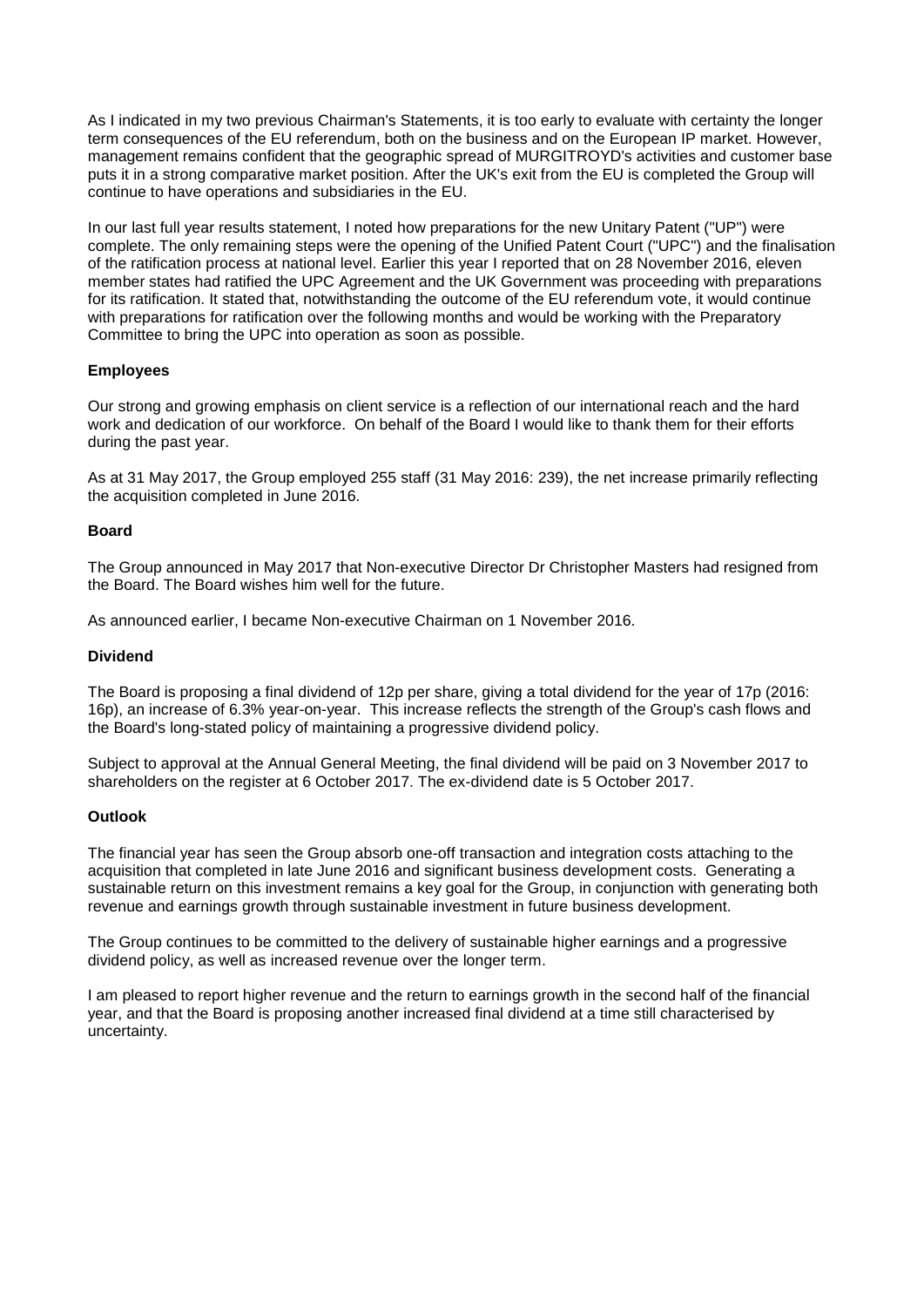As I indicated in my two previous Chairman's Statements, it is too early to evaluate with certainty the longer term consequences of the EU referendum, both on the business and on the European IP market. However, management remains confident that the geographic spread of MURGITROYD's activities and customer base puts it in a strong comparative market position. After the UK's exit from the EU is completed the Group will continue to have operations and subsidiaries in the EU.

In our last full year results statement, I noted how preparations for the new Unitary Patent ("UP") were complete. The only remaining steps were the opening of the Unified Patent Court ("UPC") and the finalisation of the ratification process at national level. Earlier this year I reported that on 28 November 2016, eleven member states had ratified the UPC Agreement and the UK Government was proceeding with preparations for its ratification. It stated that, notwithstanding the outcome of the EU referendum vote, it would continue with preparations for ratification over the following months and would be working with the Preparatory Committee to bring the UPC into operation as soon as possible.

**Employees**

Our strong and growing emphasis on client service is a reflection of our international reach and the hard work and dedication of our workforce. On behalf of the Board I would like to thank them for their efforts during the past year.

As at 31 May 2017, the Group employed 255 staff (31 May 2016: 239), the net increase primarily reflecting the acquisition completed in June 2016.

**Board**

The Group announced in May 2017 that Non-executive Director Dr Christopher Masters had resigned from the Board. The Board wishes him well for the future.

As announced earlier, I became Non-executive Chairman on 1 November 2016.

**Dividend**

The Board is proposing a final dividend of 12p per share, giving a total dividend for the year of 17p (2016: 16p), an increase of 6.3% year-on-year. This increase reflects the strength of the Group's cash flows and the Board's long-stated policy of maintaining a progressive dividend policy.

Subject to approval at the Annual General Meeting, the final dividend will be paid on 3 November 2017 to shareholders on the register at 6 October 2017. The ex-dividend date is 5 October 2017.

**Outlook**

The financial year has seen the Group absorb one-off transaction and integration costs attaching to the acquisition that completed in late June 2016 and significant business development costs. Generating a sustainable return on this investment remains a key goal for the Group, in conjunction with generating both revenue and earnings growth through sustainable investment in future business development.

The Group continues to be committed to the delivery of sustainable higher earnings and a progressive dividend policy, as well as increased revenue over the longer term.

I am pleased to report higher revenue and the return to earnings growth in the second half of the financial year, and that the Board is proposing another increased final dividend at a time still characterised by uncertainty.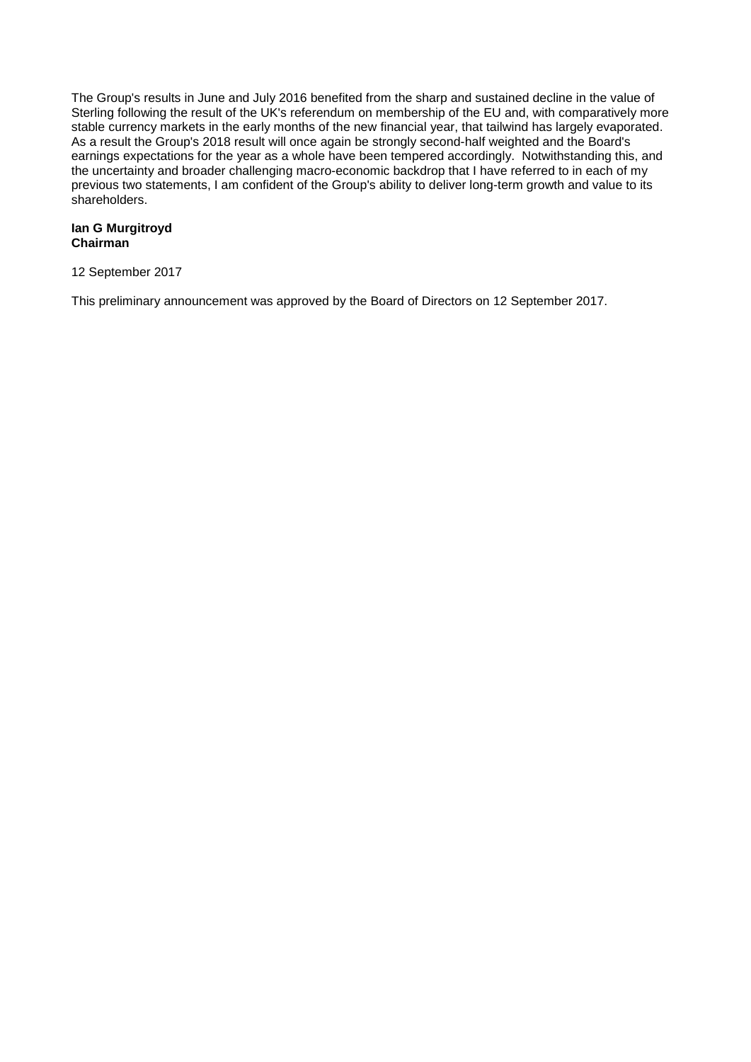The Group's results in June and July 2016 benefited from the sharp and sustained decline in the value of Sterling following the result of the UK's referendum on membership of the EU and, with comparatively more stable currency markets in the early months of the new financial year, that tailwind has largely evaporated. As a result the Group's 2018 result will once again be strongly second-half weighted and the Board's earnings expectations for the year as a whole have been tempered accordingly. Notwithstanding this, and the uncertainty and broader challenging macro-economic backdrop that I have referred to in each of my previous two statements, I am confident of the Group's ability to deliver long-term growth and value to its shareholders.

**Ian G Murgitroyd**
**Chairman**

12 September 2017

This preliminary announcement was approved by the Board of Directors on 12 September 2017.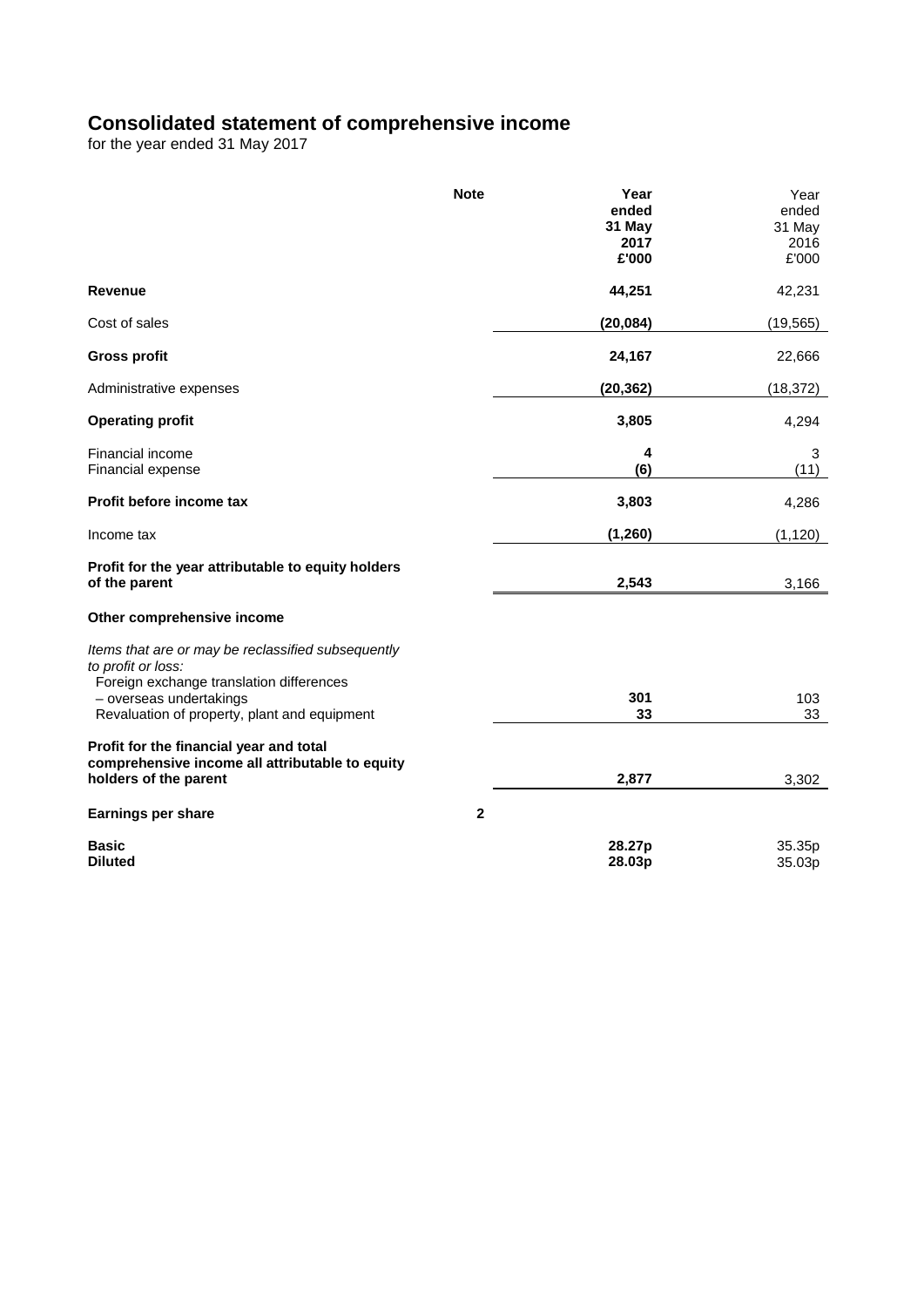# Consolidated statement of comprehensive income

for the year ended 31 May 2017

| | Note | Year ended 31 May 2017 £'000 | Year ended 31 May 2016 £'000 |
|---|---|---|---|
| **Revenue** | | **44,251** | 42,231 |
| Cost of sales | | **(20,084)** | (19,565) |
| **Gross profit** | | **24,167** | 22,666 |
| Administrative expenses | | **(20,362)** | (18,372) |
| **Operating profit** | | **3,805** | 4,294 |
| Financial income | | **4** | 3 |
| Financial expense | | **(6)** | (11) |
| **Profit before income tax** | | **3,803** | 4,286 |
| Income tax | | **(1,260)** | (1,120) |
| **Profit for the year attributable to equity holders of the parent** | | **2,543** | 3,166 |
| **Other comprehensive income** | | | |
| *Items that are or may be reclassified subsequently to profit or loss:* | | | |
| Foreign exchange translation differences – overseas undertakings | | **301** | 103 |
| Revaluation of property, plant and equipment | | **33** | 33 |
| **Profit for the financial year and total comprehensive income all attributable to equity holders of the parent** | | **2,877** | 3,302 |
| **Earnings per share** | **2** | | |
| **Basic** | | **28.27p** | 35.35p |
| **Diluted** | | **28.03p** | 35.03p |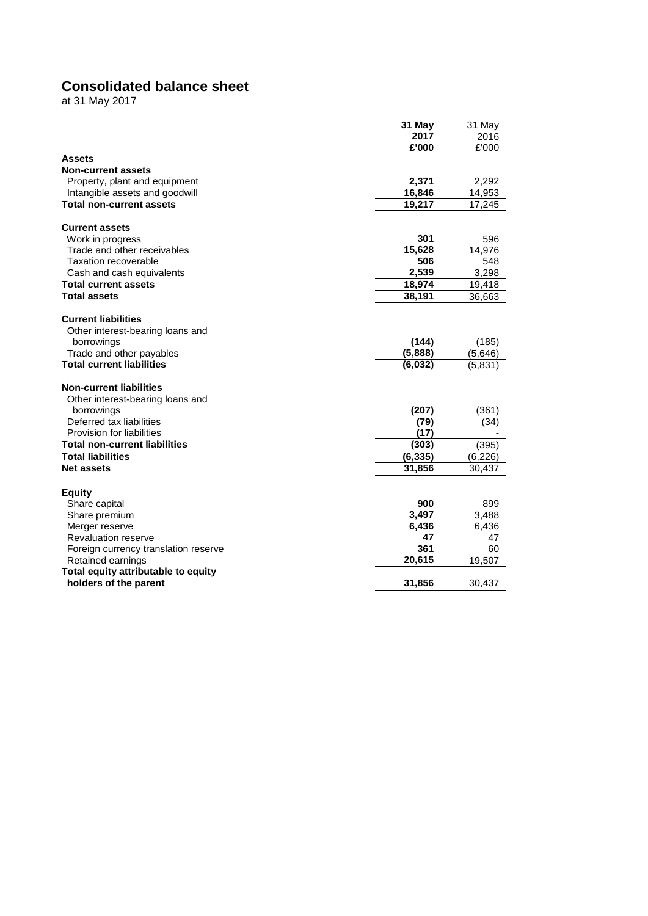# Consolidated balance sheet

at 31 May 2017

| | 31 May 2017 £'000 | 31 May 2016 £'000 |
|---|---|---|
| **Assets** | | |
| **Non-current assets** | | |
| Property, plant and equipment | **2,371** | 2,292 |
| Intangible assets and goodwill | **16,846** | 14,953 |
| **Total non-current assets** | **19,217** | 17,245 |
| | | |
| **Current assets** | | |
| Work in progress | **301** | 596 |
| Trade and other receivables | **15,628** | 14,976 |
| Taxation recoverable | **506** | 548 |
| Cash and cash equivalents | **2,539** | 3,298 |
| **Total current assets** | **18,974** | 19,418 |
| **Total assets** | **38,191** | 36,663 |
| | | |
| **Current liabilities** | | |
| Other interest-bearing loans and borrowings | **(144)** | (185) |
| Trade and other payables | **(5,888)** | (5,646) |
| **Total current liabilities** | **(6,032)** | (5,831) |
| | | |
| **Non-current liabilities** | | |
| Other interest-bearing loans and borrowings | **(207)** | (361) |
| Deferred tax liabilities | **(79)** | (34) |
| Provision for liabilities | **(17)** | - |
| **Total non-current liabilities** | **(303)** | (395) |
| **Total liabilities** | **(6,335)** | (6,226) |
| **Net assets** | **31,856** | 30,437 |
| | | |
| **Equity** | | |
| Share capital | **900** | 899 |
| Share premium | **3,497** | 3,488 |
| Merger reserve | **6,436** | 6,436 |
| Revaluation reserve | **47** | 47 |
| Foreign currency translation reserve | **361** | 60 |
| Retained earnings | **20,615** | 19,507 |
| **Total equity attributable to equity holders of the parent** | **31,856** | 30,437 |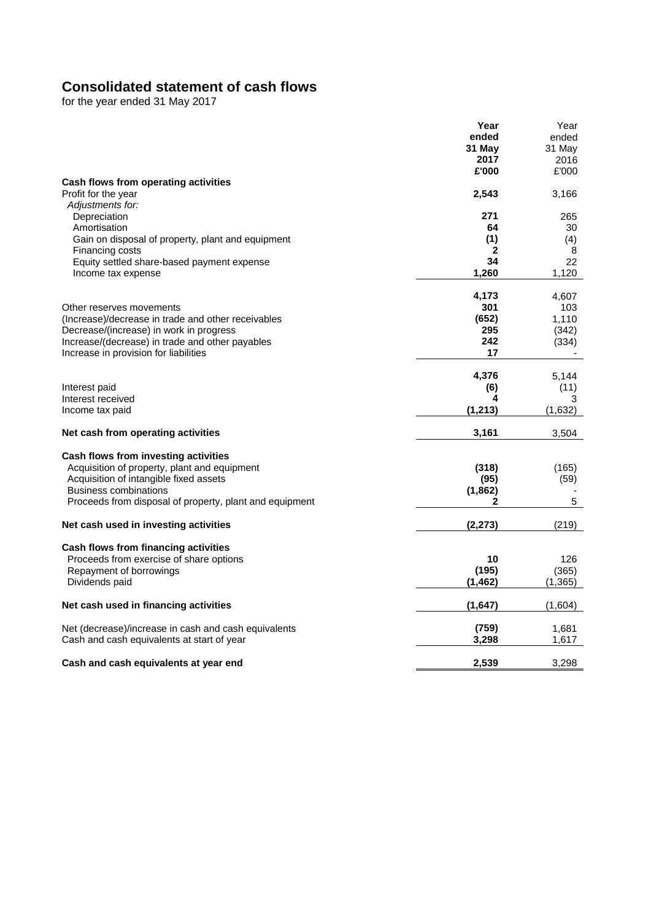# Consolidated statement of cash flows

for the year ended 31 May 2017

| | Year ended 31 May 2017 £'000 | Year ended 31 May 2016 £'000 |
|---|---|---|
| **Cash flows from operating activities** | | |
| Profit for the year | **2,543** | 3,166 |
| *Adjustments for:* | | |
| Depreciation | **271** | 265 |
| Amortisation | **64** | 30 |
| Gain on disposal of property, plant and equipment | **(1)** | (4) |
| Financing costs | **2** | 8 |
| Equity settled share-based payment expense | **34** | 22 |
| Income tax expense | **1,260** | 1,120 |
| | **4,173** | 4,607 |
| Other reserves movements | **301** | 103 |
| (Increase)/decrease in trade and other receivables | **(652)** | 1,110 |
| Decrease/(increase) in work in progress | **295** | (342) |
| Increase/(decrease) in trade and other payables | **242** | (334) |
| Increase in provision for liabilities | **17** | - |
| | **4,376** | 5,144 |
| Interest paid | **(6)** | (11) |
| Interest received | **4** | 3 |
| Income tax paid | **(1,213)** | (1,632) |
| **Net cash from operating activities** | **3,161** | 3,504 |
| **Cash flows from investing activities** | | |
| Acquisition of property, plant and equipment | **(318)** | (165) |
| Acquisition of intangible fixed assets | **(95)** | (59) |
| Business combinations | **(1,862)** | - |
| Proceeds from disposal of property, plant and equipment | **2** | 5 |
| **Net cash used in investing activities** | **(2,273)** | (219) |
| **Cash flows from financing activities** | | |
| Proceeds from exercise of share options | **10** | 126 |
| Repayment of borrowings | **(195)** | (365) |
| Dividends paid | **(1,462)** | (1,365) |
| **Net cash used in financing activities** | **(1,647)** | (1,604) |
| Net (decrease)/increase in cash and cash equivalents | **(759)** | 1,681 |
| Cash and cash equivalents at start of year | **3,298** | 1,617 |
| **Cash and cash equivalents at year end** | **2,539** | 3,298 |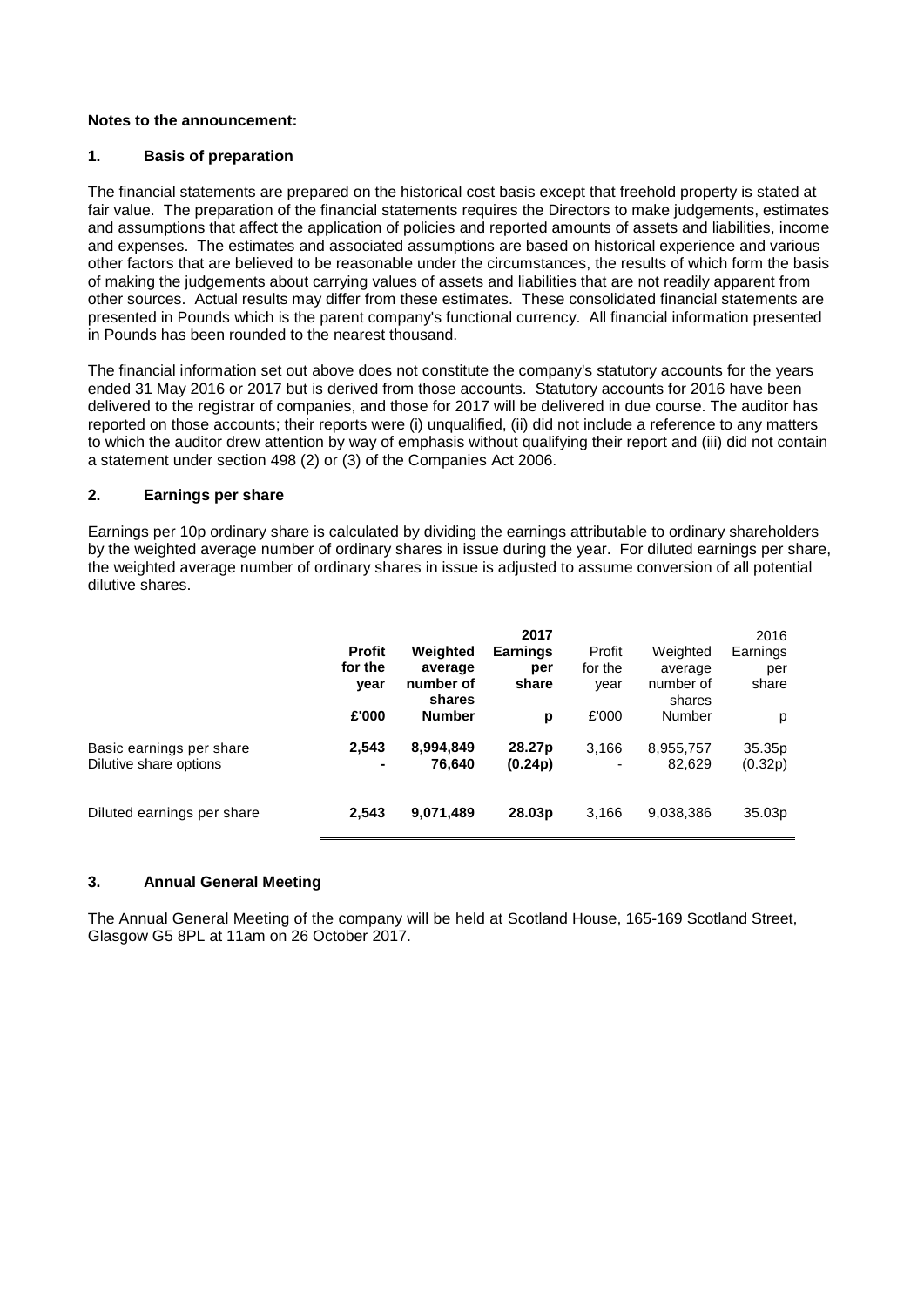**Notes to the announcement:**

## 1. Basis of preparation

The financial statements are prepared on the historical cost basis except that freehold property is stated at fair value. The preparation of the financial statements requires the Directors to make judgements, estimates and assumptions that affect the application of policies and reported amounts of assets and liabilities, income and expenses. The estimates and associated assumptions are based on historical experience and various other factors that are believed to be reasonable under the circumstances, the results of which form the basis of making the judgements about carrying values of assets and liabilities that are not readily apparent from other sources. Actual results may differ from these estimates. These consolidated financial statements are presented in Pounds which is the parent company's functional currency. All financial information presented in Pounds has been rounded to the nearest thousand.

The financial information set out above does not constitute the company's statutory accounts for the years ended 31 May 2016 or 2017 but is derived from those accounts. Statutory accounts for 2016 have been delivered to the registrar of companies, and those for 2017 will be delivered in due course. The auditor has reported on those accounts; their reports were (i) unqualified, (ii) did not include a reference to any matters to which the auditor drew attention by way of emphasis without qualifying their report and (iii) did not contain a statement under section 498 (2) or (3) of the Companies Act 2006.

## 2. Earnings per share

Earnings per 10p ordinary share is calculated by dividing the earnings attributable to ordinary shareholders by the weighted average number of ordinary shares in issue during the year. For diluted earnings per share, the weighted average number of ordinary shares in issue is adjusted to assume conversion of all potential dilutive shares.

| | **Profit for the year** | **Weighted average number of shares** | **2017 Earnings per share** | Profit for the year | Weighted average number of shares | 2016 Earnings per share |
|---|---|---|---|---|---|---|
| | **£'000** | **Number** | **p** | £'000 | Number | p |
| Basic earnings per share | **2,543** | **8,994,849** | **28.27p** | 3,166 | 8,955,757 | 35.35p |
| Dilutive share options | **-** | **76,640** | **(0.24p)** | - | 82,629 | (0.32p) |
| Diluted earnings per share | **2,543** | **9,071,489** | **28.03p** | 3,166 | 9,038,386 | 35.03p |

## 3. Annual General Meeting

The Annual General Meeting of the company will be held at Scotland House, 165-169 Scotland Street, Glasgow G5 8PL at 11am on 26 October 2017.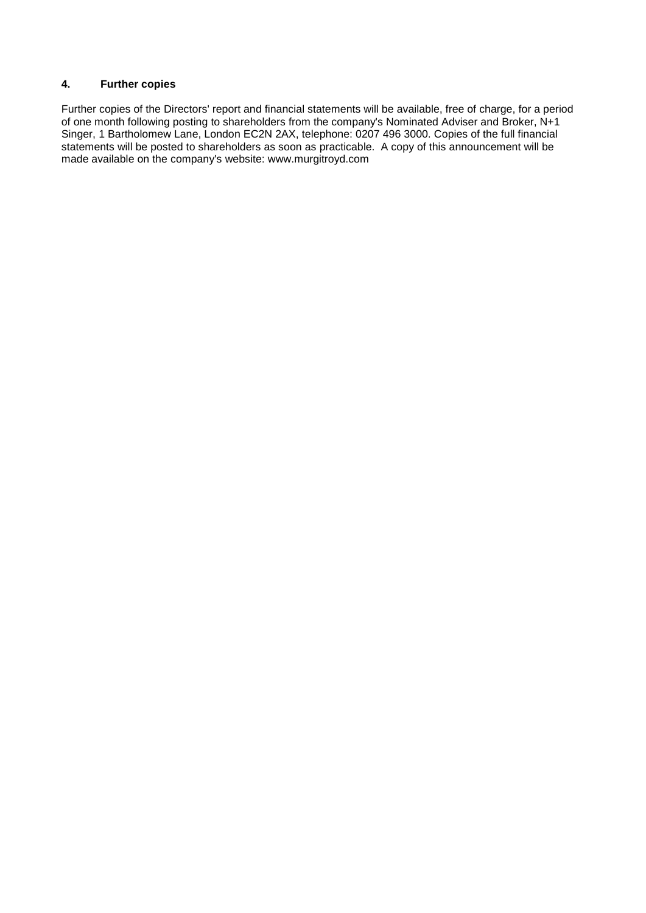## 4. Further copies

Further copies of the Directors' report and financial statements will be available, free of charge, for a period of one month following posting to shareholders from the company's Nominated Adviser and Broker, N+1 Singer, 1 Bartholomew Lane, London EC2N 2AX, telephone: 0207 496 3000. Copies of the full financial statements will be posted to shareholders as soon as practicable. A copy of this announcement will be made available on the company's website: www.murgitroyd.com